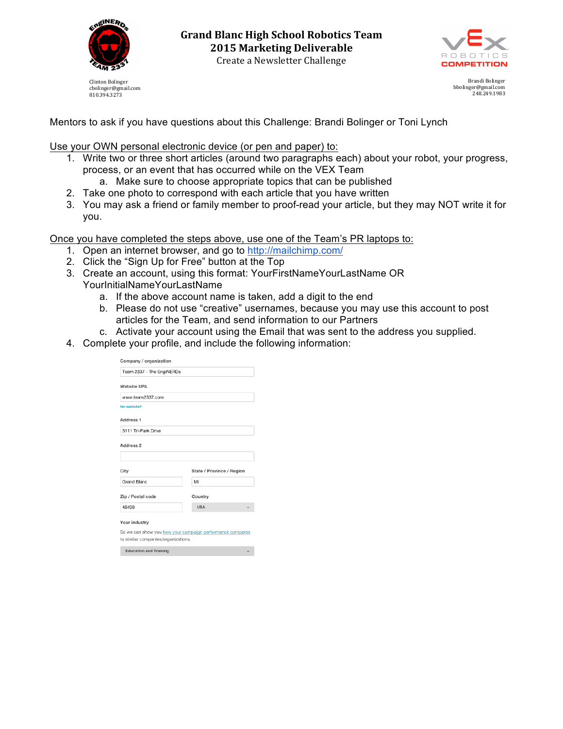Clinton Bolinger
cbolinger@gmail.com
810.394.3273

# Grand Blanc High School Robotics Team
## 2015 Marketing Deliverable
### Create a Newsletter Challenge

Brandi Bolinger
bbolinger@gmail.com
248.249.1983

Mentors to ask if you have questions about this Challenge: Brandi Bolinger or Toni Lynch

Use your OWN personal electronic device (or pen and paper) to:

1. Write two or three short articles (around two paragraphs each) about your robot, your progress, process, or an event that has occurred while on the VEX Team
   a. Make sure to choose appropriate topics that can be published
2. Take one photo to correspond with each article that you have written
3. You may ask a friend or family member to proof-read your article, but they may NOT write it for you.

Once you have completed the steps above, use one of the Team's PR laptops to:

1. Open an internet browser, and go to http://mailchimp.com/
2. Click the "Sign Up for Free" button at the Top
3. Create an account, using this format: YourFirstNameYourLastName OR YourInitialNameYourLastName
   a. If the above account name is taken, add a digit to the end
   b. Please do not use "creative" usernames, because you may use this account to post articles for the Team, and send information to our Partners
   c. Activate your account using the Email that was sent to the address you supplied.
4. Complete your profile, and include the following information:

Company / organization
Team 2337 - The EngiNERDs

Website URL
www.team2337.com
No website?

Address 1
3111 Tri-Park Drive

Address 2

City
Grand Blanc

State / Province / Region
MI

Zip / Postal code
48439

Country
USA

Your industry
So we can show you how your campaign performance compares to similar companies/organizations.
Education and Training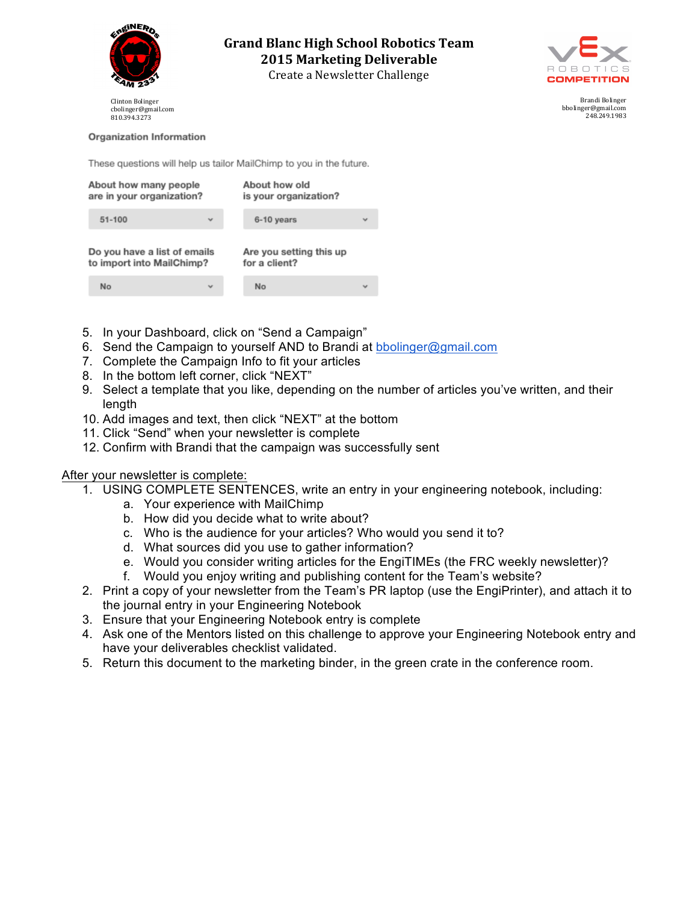# Grand Blanc High School Robotics Team
## 2015 Marketing Deliverable
### Create a Newsletter Challenge

Clinton Bolinger
cbolinger@gmail.com
810.394.3273

Brandi Bolinger
bbolinger@gmail.com
248.249.1983

**Organization Information**

These questions will help us tailor MailChimp to you in the future.

| About how many people are in your organization? | About how old is your organization? |
| --- | --- |
| 51-100 | 6-10 years |

| Do you have a list of emails to import into MailChimp? | Are you setting this up for a client? |
| --- | --- |
| No | No |

5. In your Dashboard, click on "Send a Campaign"
6. Send the Campaign to yourself AND to Brandi at bbolinger@gmail.com
7. Complete the Campaign Info to fit your articles
8. In the bottom left corner, click "NEXT"
9. Select a template that you like, depending on the number of articles you've written, and their length
10. Add images and text, then click "NEXT" at the bottom
11. Click "Send" when your newsletter is complete
12. Confirm with Brandi that the campaign was successfully sent

<u>After your newsletter is complete:</u>

1. USING COMPLETE SENTENCES, write an entry in your engineering notebook, including:
   a. Your experience with MailChimp
   b. How did you decide what to write about?
   c. Who is the audience for your articles? Who would you send it to?
   d. What sources did you use to gather information?
   e. Would you consider writing articles for the EngiTIMEs (the FRC weekly newsletter)?
   f. Would you enjoy writing and publishing content for the Team's website?
2. Print a copy of your newsletter from the Team's PR laptop (use the EngiPrinter), and attach it to the journal entry in your Engineering Notebook
3. Ensure that your Engineering Notebook entry is complete
4. Ask one of the Mentors listed on this challenge to approve your Engineering Notebook entry and have your deliverables checklist validated.
5. Return this document to the marketing binder, in the green crate in the conference room.